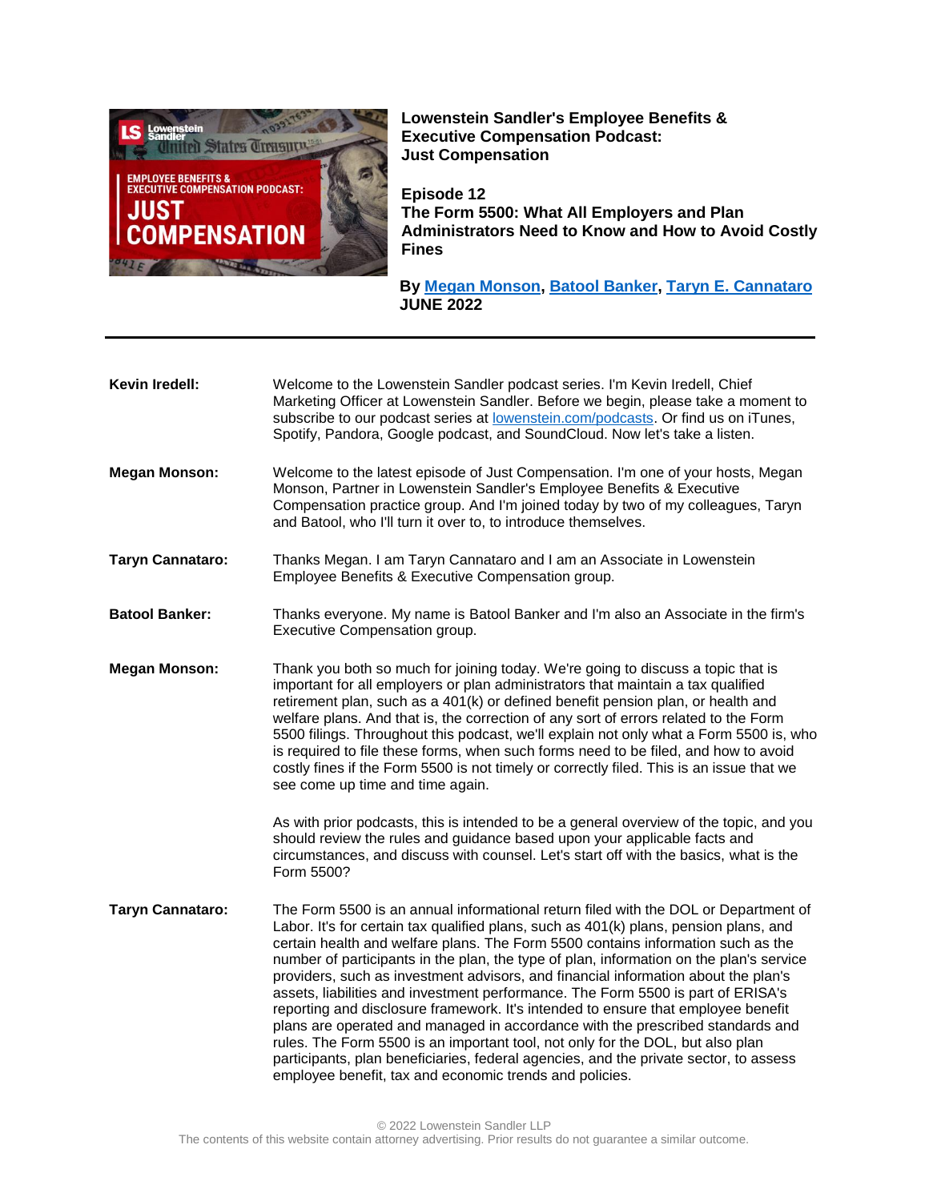**Lowenstein Sandler's Employee Benefits & Executive Compensation Podcast: Just Compensation**

**Episode 12**
**The Form 5500: What All Employers and Plan Administrators Need to Know and How to Avoid Costly Fines**

**By [Megan Monson](), [Batool Banker](), [Taryn E. Cannataro]()**
**JUNE 2022**

---

**Kevin Iredell:** Welcome to the Lowenstein Sandler podcast series. I'm Kevin Iredell, Chief Marketing Officer at Lowenstein Sandler. Before we begin, please take a moment to subscribe to our podcast series at [lowenstein.com/podcasts](). Or find us on iTunes, Spotify, Pandora, Google podcast, and SoundCloud. Now let's take a listen.

**Megan Monson:** Welcome to the latest episode of Just Compensation. I'm one of your hosts, Megan Monson, Partner in Lowenstein Sandler's Employee Benefits & Executive Compensation practice group. And I'm joined today by two of my colleagues, Taryn and Batool, who I'll turn it over to, to introduce themselves.

**Taryn Cannataro:** Thanks Megan. I am Taryn Cannataro and I am an Associate in Lowenstein Employee Benefits & Executive Compensation group.

**Batool Banker:** Thanks everyone. My name is Batool Banker and I'm also an Associate in the firm's Executive Compensation group.

**Megan Monson:** Thank you both so much for joining today. We're going to discuss a topic that is important for all employers or plan administrators that maintain a tax qualified retirement plan, such as a 401(k) or defined benefit pension plan, or health and welfare plans. And that is, the correction of any sort of errors related to the Form 5500 filings. Throughout this podcast, we'll explain not only what a Form 5500 is, who is required to file these forms, when such forms need to be filed, and how to avoid costly fines if the Form 5500 is not timely or correctly filed. This is an issue that we see come up time and time again.

As with prior podcasts, this is intended to be a general overview of the topic, and you should review the rules and guidance based upon your applicable facts and circumstances, and discuss with counsel. Let's start off with the basics, what is the Form 5500?

**Taryn Cannataro:** The Form 5500 is an annual informational return filed with the DOL or Department of Labor. It's for certain tax qualified plans, such as 401(k) plans, pension plans, and certain health and welfare plans. The Form 5500 contains information such as the number of participants in the plan, the type of plan, information on the plan's service providers, such as investment advisors, and financial information about the plan's assets, liabilities and investment performance. The Form 5500 is part of ERISA's reporting and disclosure framework. It's intended to ensure that employee benefit plans are operated and managed in accordance with the prescribed standards and rules. The Form 5500 is an important tool, not only for the DOL, but also plan participants, plan beneficiaries, federal agencies, and the private sector, to assess employee benefit, tax and economic trends and policies.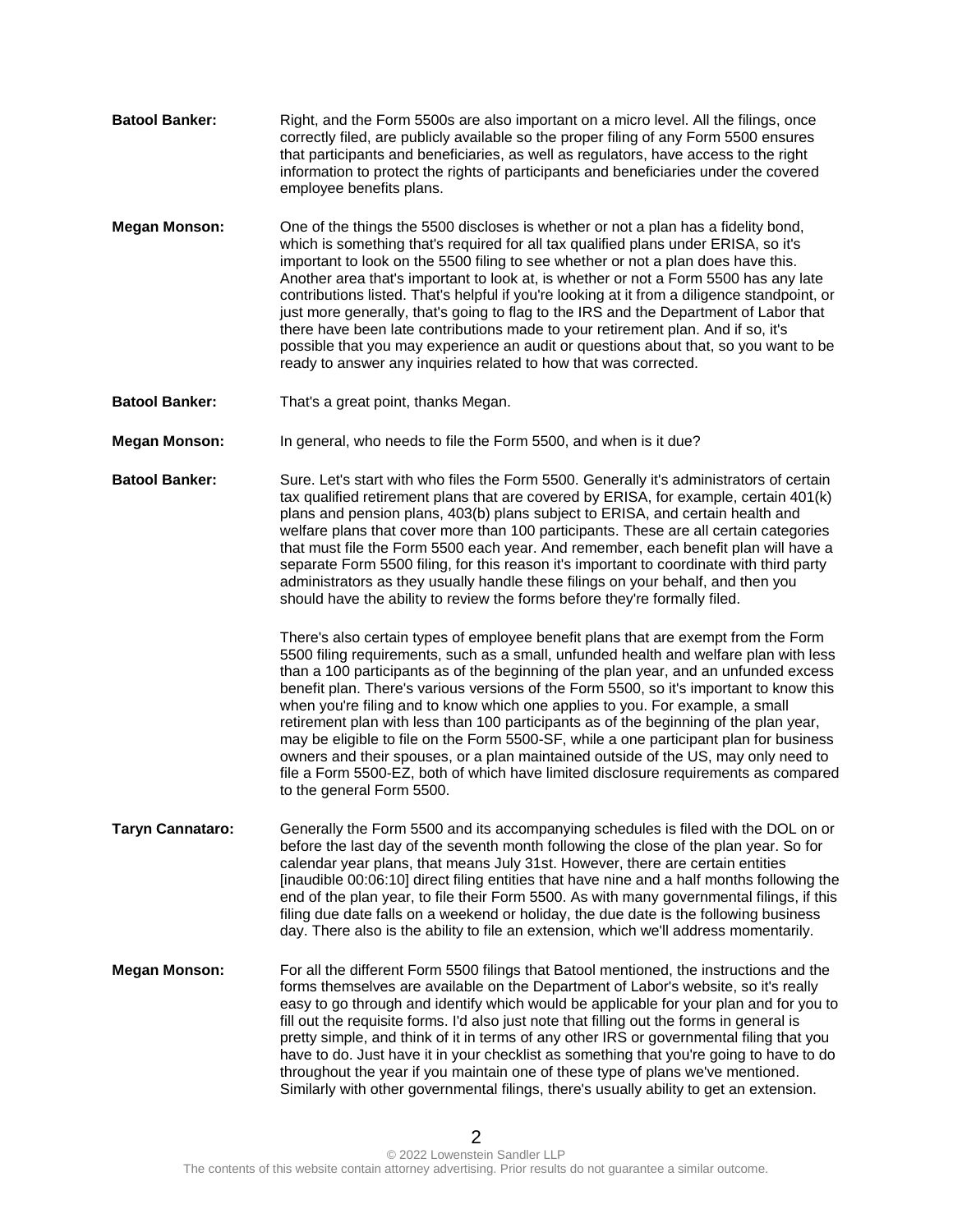**Batool Banker:** Right, and the Form 5500s are also important on a micro level. All the filings, once correctly filed, are publicly available so the proper filing of any Form 5500 ensures that participants and beneficiaries, as well as regulators, have access to the right information to protect the rights of participants and beneficiaries under the covered employee benefits plans.

**Megan Monson:** One of the things the 5500 discloses is whether or not a plan has a fidelity bond, which is something that's required for all tax qualified plans under ERISA, so it's important to look on the 5500 filing to see whether or not a plan does have this. Another area that's important to look at, is whether or not a Form 5500 has any late contributions listed. That's helpful if you're looking at it from a diligence standpoint, or just more generally, that's going to flag to the IRS and the Department of Labor that there have been late contributions made to your retirement plan. And if so, it's possible that you may experience an audit or questions about that, so you want to be ready to answer any inquiries related to how that was corrected.

**Batool Banker:** That's a great point, thanks Megan.

**Megan Monson:** In general, who needs to file the Form 5500, and when is it due?

**Batool Banker:** Sure. Let's start with who files the Form 5500. Generally it's administrators of certain tax qualified retirement plans that are covered by ERISA, for example, certain 401(k) plans and pension plans, 403(b) plans subject to ERISA, and certain health and welfare plans that cover more than 100 participants. These are all certain categories that must file the Form 5500 each year. And remember, each benefit plan will have a separate Form 5500 filing, for this reason it's important to coordinate with third party administrators as they usually handle these filings on your behalf, and then you should have the ability to review the forms before they're formally filed.

There's also certain types of employee benefit plans that are exempt from the Form 5500 filing requirements, such as a small, unfunded health and welfare plan with less than a 100 participants as of the beginning of the plan year, and an unfunded excess benefit plan. There's various versions of the Form 5500, so it's important to know this when you're filing and to know which one applies to you. For example, a small retirement plan with less than 100 participants as of the beginning of the plan year, may be eligible to file on the Form 5500-SF, while a one participant plan for business owners and their spouses, or a plan maintained outside of the US, may only need to file a Form 5500-EZ, both of which have limited disclosure requirements as compared to the general Form 5500.

**Taryn Cannataro:** Generally the Form 5500 and its accompanying schedules is filed with the DOL on or before the last day of the seventh month following the close of the plan year. So for calendar year plans, that means July 31st. However, there are certain entities [inaudible 00:06:10] direct filing entities that have nine and a half months following the end of the plan year, to file their Form 5500. As with many governmental filings, if this filing due date falls on a weekend or holiday, the due date is the following business day. There also is the ability to file an extension, which we'll address momentarily.

**Megan Monson:** For all the different Form 5500 filings that Batool mentioned, the instructions and the forms themselves are available on the Department of Labor's website, so it's really easy to go through and identify which would be applicable for your plan and for you to fill out the requisite forms. I'd also just note that filling out the forms in general is pretty simple, and think of it in terms of any other IRS or governmental filing that you have to do. Just have it in your checklist as something that you're going to have to do throughout the year if you maintain one of these type of plans we've mentioned. Similarly with other governmental filings, there's usually ability to get an extension.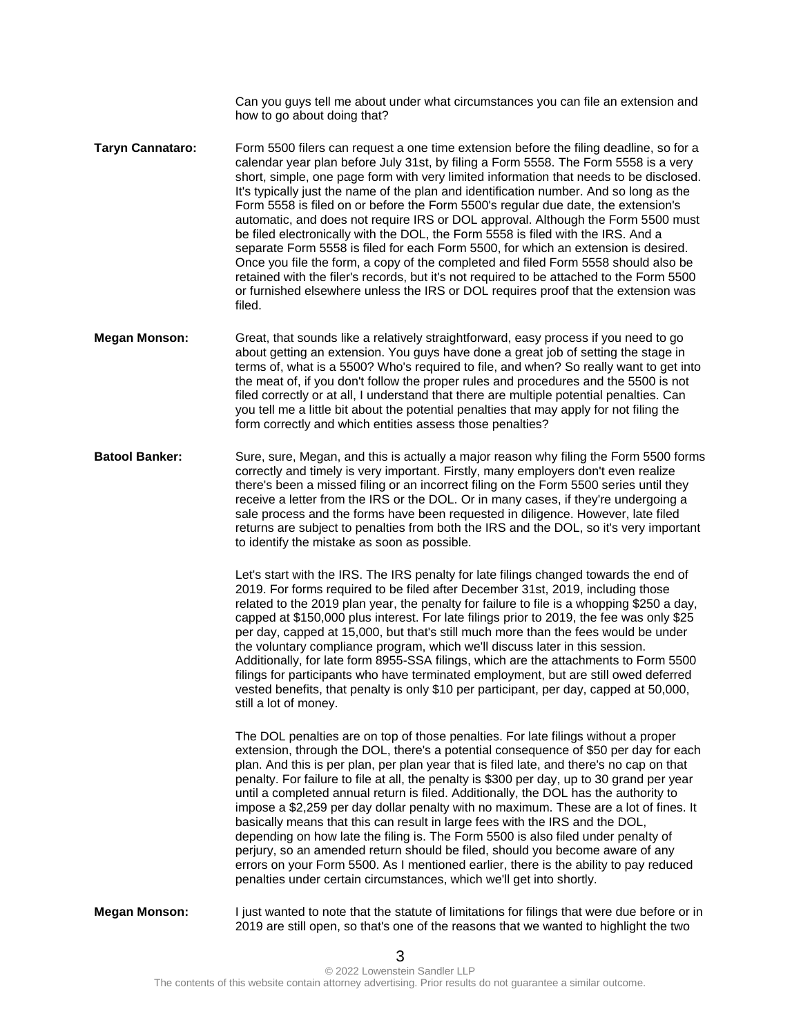Can you guys tell me about under what circumstances you can file an extension and how to go about doing that?

**Taryn Cannataro:** Form 5500 filers can request a one time extension before the filing deadline, so for a calendar year plan before July 31st, by filing a Form 5558. The Form 5558 is a very short, simple, one page form with very limited information that needs to be disclosed. It's typically just the name of the plan and identification number. And so long as the Form 5558 is filed on or before the Form 5500's regular due date, the extension's automatic, and does not require IRS or DOL approval. Although the Form 5500 must be filed electronically with the DOL, the Form 5558 is filed with the IRS. And a separate Form 5558 is filed for each Form 5500, for which an extension is desired. Once you file the form, a copy of the completed and filed Form 5558 should also be retained with the filer's records, but it's not required to be attached to the Form 5500 or furnished elsewhere unless the IRS or DOL requires proof that the extension was filed.

**Megan Monson:** Great, that sounds like a relatively straightforward, easy process if you need to go about getting an extension. You guys have done a great job of setting the stage in terms of, what is a 5500? Who's required to file, and when? So really want to get into the meat of, if you don't follow the proper rules and procedures and the 5500 is not filed correctly or at all, I understand that there are multiple potential penalties. Can you tell me a little bit about the potential penalties that may apply for not filing the form correctly and which entities assess those penalties?

**Batool Banker:** Sure, sure, Megan, and this is actually a major reason why filing the Form 5500 forms correctly and timely is very important. Firstly, many employers don't even realize there's been a missed filing or an incorrect filing on the Form 5500 series until they receive a letter from the IRS or the DOL. Or in many cases, if they're undergoing a sale process and the forms have been requested in diligence. However, late filed returns are subject to penalties from both the IRS and the DOL, so it's very important to identify the mistake as soon as possible.

Let's start with the IRS. The IRS penalty for late filings changed towards the end of 2019. For forms required to be filed after December 31st, 2019, including those related to the 2019 plan year, the penalty for failure to file is a whopping $250 a day, capped at $150,000 plus interest. For late filings prior to 2019, the fee was only $25 per day, capped at 15,000, but that's still much more than the fees would be under the voluntary compliance program, which we'll discuss later in this session. Additionally, for late form 8955-SSA filings, which are the attachments to Form 5500 filings for participants who have terminated employment, but are still owed deferred vested benefits, that penalty is only $10 per participant, per day, capped at 50,000, still a lot of money.

The DOL penalties are on top of those penalties. For late filings without a proper extension, through the DOL, there's a potential consequence of $50 per day for each plan. And this is per plan, per plan year that is filed late, and there's no cap on that penalty. For failure to file at all, the penalty is $300 per day, up to 30 grand per year until a completed annual return is filed. Additionally, the DOL has the authority to impose a $2,259 per day dollar penalty with no maximum. These are a lot of fines. It basically means that this can result in large fees with the IRS and the DOL, depending on how late the filing is. The Form 5500 is also filed under penalty of perjury, so an amended return should be filed, should you become aware of any errors on your Form 5500. As I mentioned earlier, there is the ability to pay reduced penalties under certain circumstances, which we'll get into shortly.

**Megan Monson:** I just wanted to note that the statute of limitations for filings that were due before or in 2019 are still open, so that's one of the reasons that we wanted to highlight the two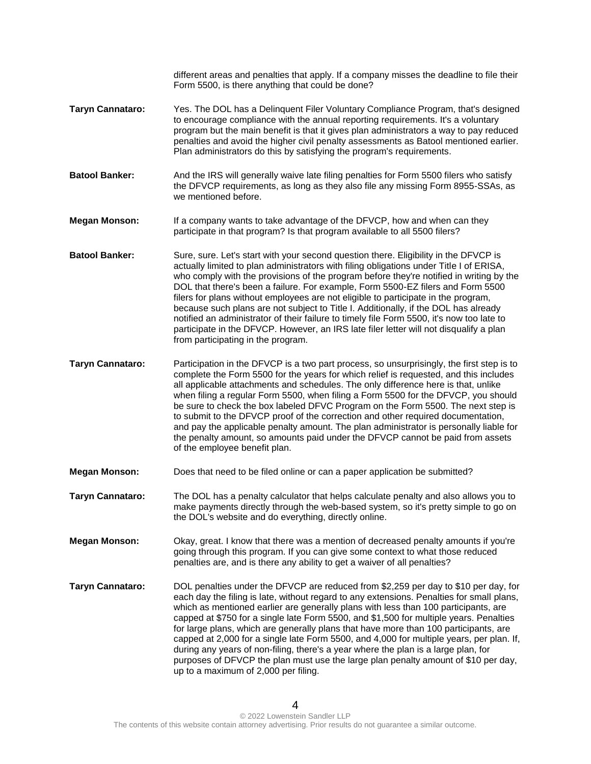different areas and penalties that apply. If a company misses the deadline to file their Form 5500, is there anything that could be done?

**Taryn Cannataro:** Yes. The DOL has a Delinquent Filer Voluntary Compliance Program, that's designed to encourage compliance with the annual reporting requirements. It's a voluntary program but the main benefit is that it gives plan administrators a way to pay reduced penalties and avoid the higher civil penalty assessments as Batool mentioned earlier. Plan administrators do this by satisfying the program's requirements.

**Batool Banker:** And the IRS will generally waive late filing penalties for Form 5500 filers who satisfy the DFVCP requirements, as long as they also file any missing Form 8955-SSAs, as we mentioned before.

**Megan Monson:** If a company wants to take advantage of the DFVCP, how and when can they participate in that program? Is that program available to all 5500 filers?

**Batool Banker:** Sure, sure. Let's start with your second question there. Eligibility in the DFVCP is actually limited to plan administrators with filing obligations under Title I of ERISA, who comply with the provisions of the program before they're notified in writing by the DOL that there's been a failure. For example, Form 5500-EZ filers and Form 5500 filers for plans without employees are not eligible to participate in the program, because such plans are not subject to Title I. Additionally, if the DOL has already notified an administrator of their failure to timely file Form 5500, it's now too late to participate in the DFVCP. However, an IRS late filer letter will not disqualify a plan from participating in the program.

**Taryn Cannataro:** Participation in the DFVCP is a two part process, so unsurprisingly, the first step is to complete the Form 5500 for the years for which relief is requested, and this includes all applicable attachments and schedules. The only difference here is that, unlike when filing a regular Form 5500, when filing a Form 5500 for the DFVCP, you should be sure to check the box labeled DFVC Program on the Form 5500. The next step is to submit to the DFVCP proof of the correction and other required documentation, and pay the applicable penalty amount. The plan administrator is personally liable for the penalty amount, so amounts paid under the DFVCP cannot be paid from assets of the employee benefit plan.

**Megan Monson:** Does that need to be filed online or can a paper application be submitted?

**Taryn Cannataro:** The DOL has a penalty calculator that helps calculate penalty and also allows you to make payments directly through the web-based system, so it's pretty simple to go on the DOL's website and do everything, directly online.

**Megan Monson:** Okay, great. I know that there was a mention of decreased penalty amounts if you're going through this program. If you can give some context to what those reduced penalties are, and is there any ability to get a waiver of all penalties?

**Taryn Cannataro:** DOL penalties under the DFVCP are reduced from $2,259 per day to $10 per day, for each day the filing is late, without regard to any extensions. Penalties for small plans, which as mentioned earlier are generally plans with less than 100 participants, are capped at $750 for a single late Form 5500, and $1,500 for multiple years. Penalties for large plans, which are generally plans that have more than 100 participants, are capped at 2,000 for a single late Form 5500, and 4,000 for multiple years, per plan. If, during any years of non-filing, there's a year where the plan is a large plan, for purposes of DFVCP the plan must use the large plan penalty amount of $10 per day, up to a maximum of 2,000 per filing.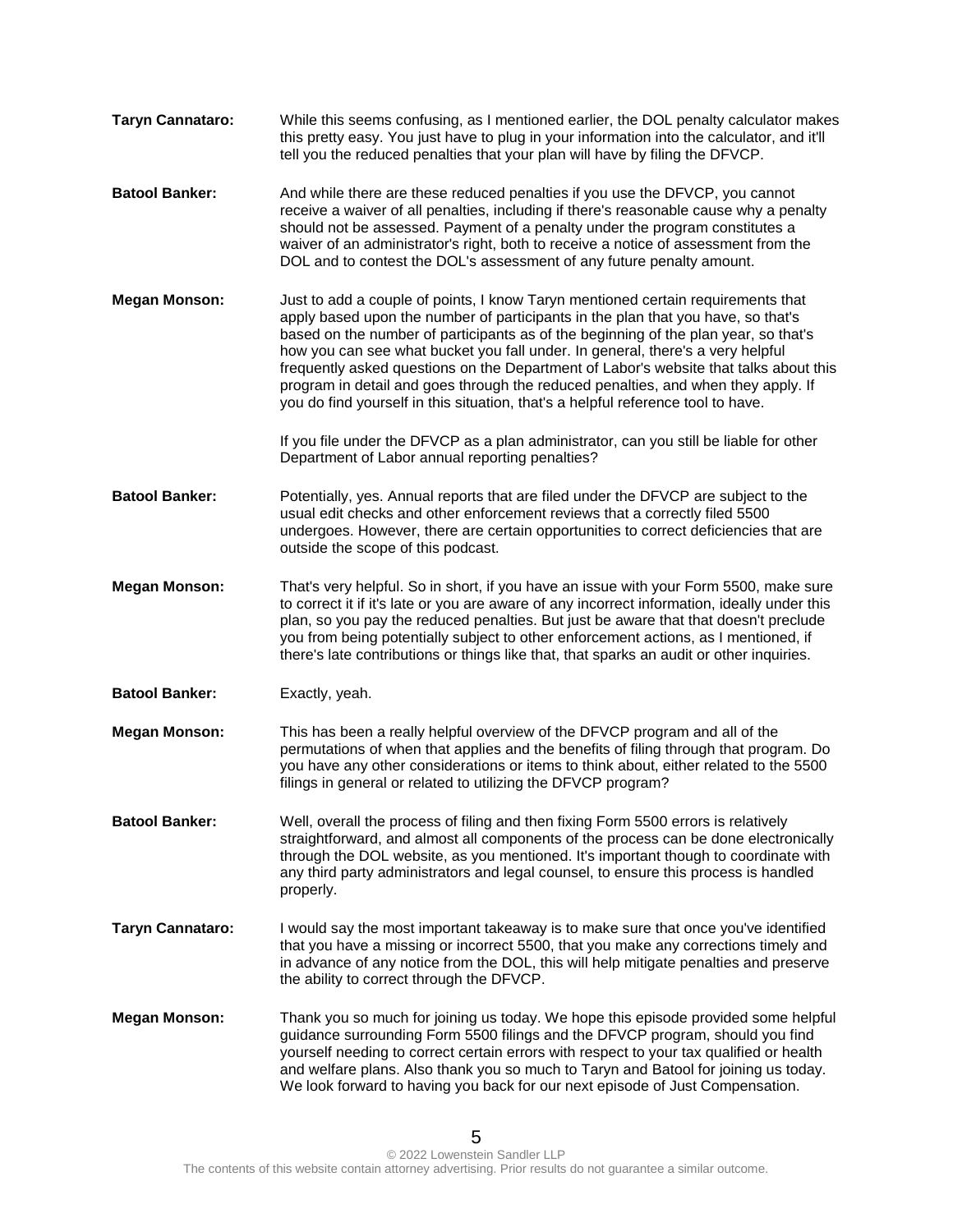**Taryn Cannataro:** While this seems confusing, as I mentioned earlier, the DOL penalty calculator makes this pretty easy. You just have to plug in your information into the calculator, and it'll tell you the reduced penalties that your plan will have by filing the DFVCP.

**Batool Banker:** And while there are these reduced penalties if you use the DFVCP, you cannot receive a waiver of all penalties, including if there's reasonable cause why a penalty should not be assessed. Payment of a penalty under the program constitutes a waiver of an administrator's right, both to receive a notice of assessment from the DOL and to contest the DOL's assessment of any future penalty amount.

**Megan Monson:** Just to add a couple of points, I know Taryn mentioned certain requirements that apply based upon the number of participants in the plan that you have, so that's based on the number of participants as of the beginning of the plan year, so that's how you can see what bucket you fall under. In general, there's a very helpful frequently asked questions on the Department of Labor's website that talks about this program in detail and goes through the reduced penalties, and when they apply. If you do find yourself in this situation, that's a helpful reference tool to have.

If you file under the DFVCP as a plan administrator, can you still be liable for other Department of Labor annual reporting penalties?

**Batool Banker:** Potentially, yes. Annual reports that are filed under the DFVCP are subject to the usual edit checks and other enforcement reviews that a correctly filed 5500 undergoes. However, there are certain opportunities to correct deficiencies that are outside the scope of this podcast.

**Megan Monson:** That's very helpful. So in short, if you have an issue with your Form 5500, make sure to correct it if it's late or you are aware of any incorrect information, ideally under this plan, so you pay the reduced penalties. But just be aware that that doesn't preclude you from being potentially subject to other enforcement actions, as I mentioned, if there's late contributions or things like that, that sparks an audit or other inquiries.

**Batool Banker:** Exactly, yeah.

**Megan Monson:** This has been a really helpful overview of the DFVCP program and all of the permutations of when that applies and the benefits of filing through that program. Do you have any other considerations or items to think about, either related to the 5500 filings in general or related to utilizing the DFVCP program?

**Batool Banker:** Well, overall the process of filing and then fixing Form 5500 errors is relatively straightforward, and almost all components of the process can be done electronically through the DOL website, as you mentioned. It's important though to coordinate with any third party administrators and legal counsel, to ensure this process is handled properly.

**Taryn Cannataro:** I would say the most important takeaway is to make sure that once you've identified that you have a missing or incorrect 5500, that you make any corrections timely and in advance of any notice from the DOL, this will help mitigate penalties and preserve the ability to correct through the DFVCP.

**Megan Monson:** Thank you so much for joining us today. We hope this episode provided some helpful guidance surrounding Form 5500 filings and the DFVCP program, should you find yourself needing to correct certain errors with respect to your tax qualified or health and welfare plans. Also thank you so much to Taryn and Batool for joining us today. We look forward to having you back for our next episode of Just Compensation.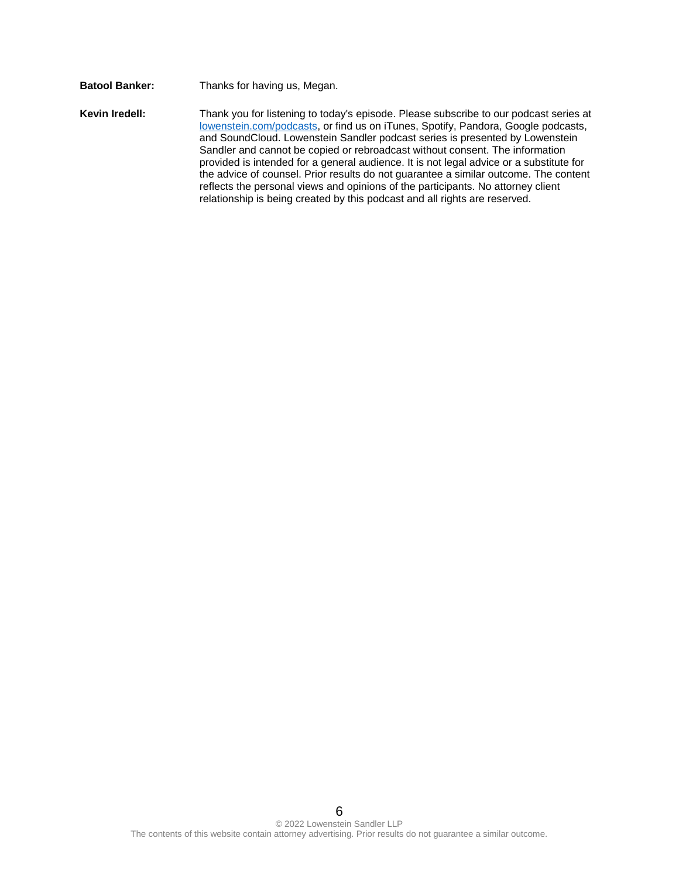**Batool Banker:** Thanks for having us, Megan.

**Kevin Iredell:** Thank you for listening to today's episode. Please subscribe to our podcast series at [lowenstein.com/podcasts](lowenstein.com/podcasts), or find us on iTunes, Spotify, Pandora, Google podcasts, and SoundCloud. Lowenstein Sandler podcast series is presented by Lowenstein Sandler and cannot be copied or rebroadcast without consent. The information provided is intended for a general audience. It is not legal advice or a substitute for the advice of counsel. Prior results do not guarantee a similar outcome. The content reflects the personal views and opinions of the participants. No attorney client relationship is being created by this podcast and all rights are reserved.